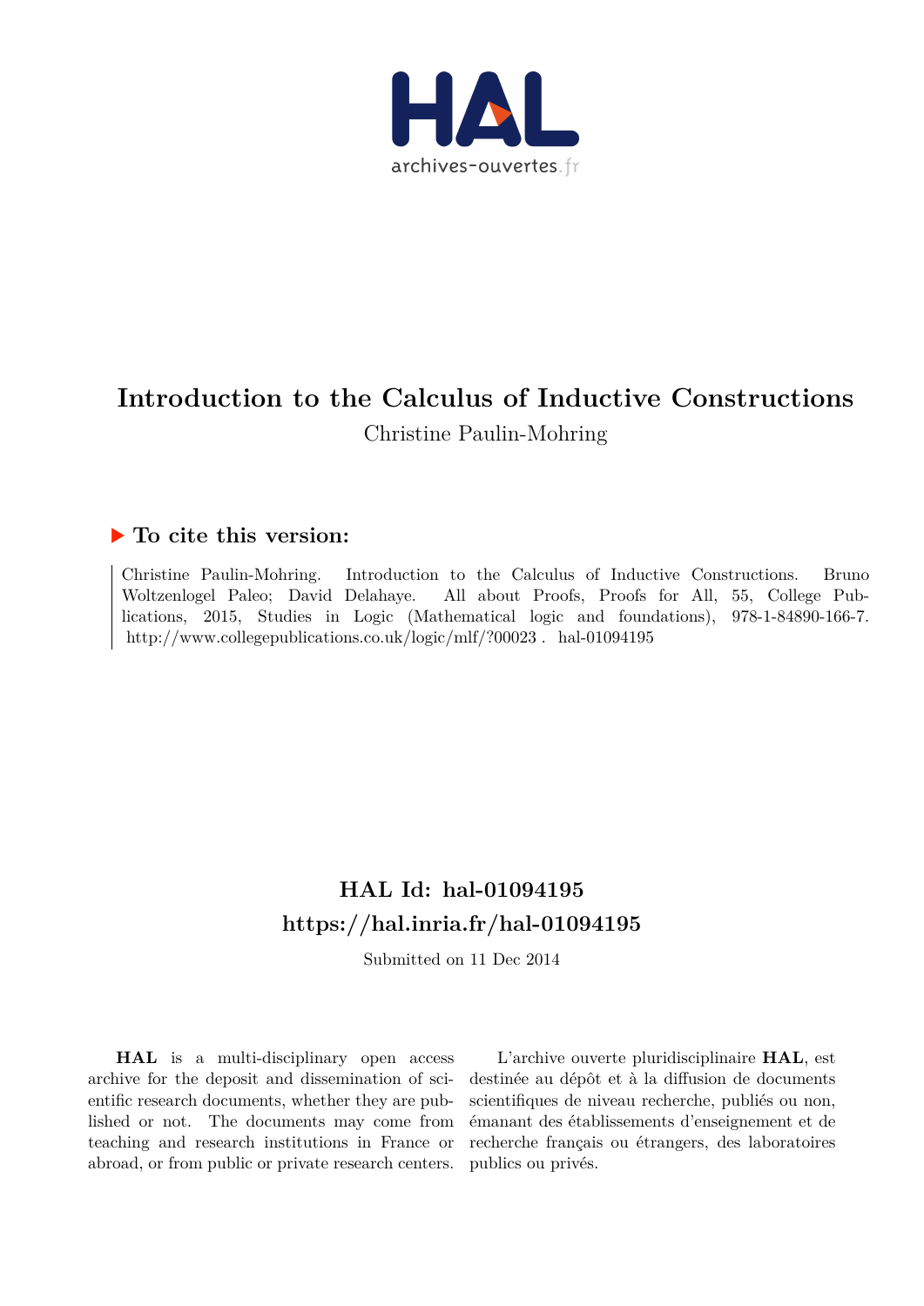# Introduction to the Calculus of Inductive Constructions

Christine Paulin-Mohring

## ▶ To cite this version:

Christine Paulin-Mohring. Introduction to the Calculus of Inductive Constructions. Bruno Woltzenlogel Paleo; David Delahaye. All about Proofs, Proofs for All, 55, College Publications, 2015, Studies in Logic (Mathematical logic and foundations), 978-1-84890-166-7. http://www.collegepublications.co.uk/logic/mlf/?00023 . hal-01094195

## HAL Id: hal-01094195
## https://hal.inria.fr/hal-01094195

Submitted on 11 Dec 2014

**HAL** is a multi-disciplinary open access archive for the deposit and dissemination of scientific research documents, whether they are published or not. The documents may come from teaching and research institutions in France or abroad, or from public or private research centers.

L'archive ouverte pluridisciplinaire **HAL**, est destinée au dépôt et à la diffusion de documents scientifiques de niveau recherche, publiés ou non, émanant des établissements d'enseignement et de recherche français ou étrangers, des laboratoires publics ou privés.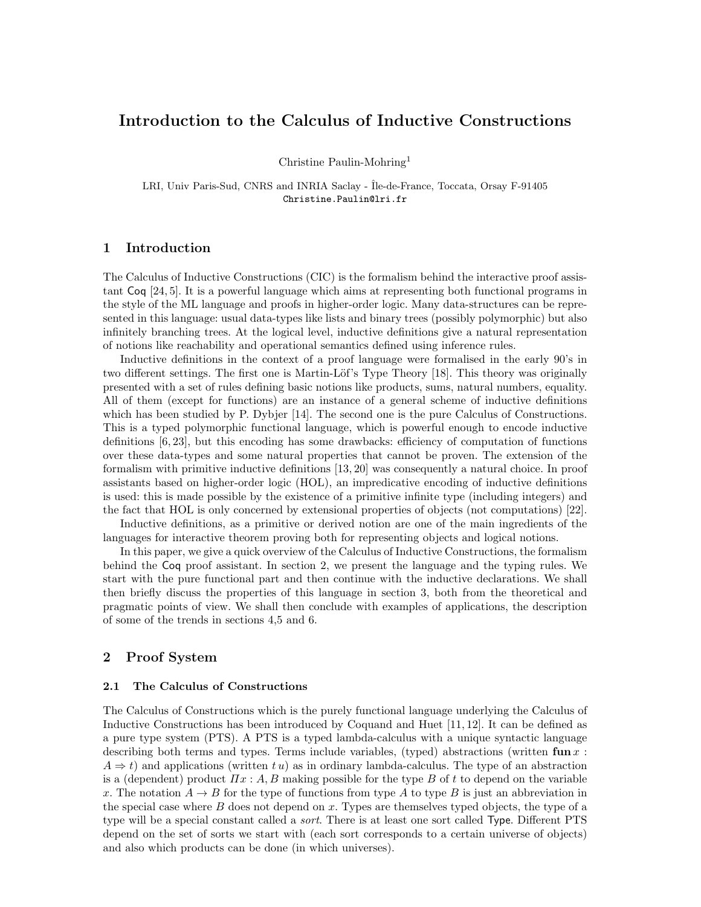# Introduction to the Calculus of Inductive Constructions

Christine Paulin-Mohring[1]

LRI, Univ Paris-Sud, CNRS and INRIA Saclay - Île-de-France, Toccata, Orsay F-91405
Christine.Paulin@lri.fr

## 1 Introduction

The Calculus of Inductive Constructions (CIC) is the formalism behind the interactive proof assistant Coq [24, 5]. It is a powerful language which aims at representing both functional programs in the style of the ML language and proofs in higher-order logic. Many data-structures can be represented in this language: usual data-types like lists and binary trees (possibly polymorphic) but also infinitely branching trees. At the logical level, inductive definitions give a natural representation of notions like reachability and operational semantics defined using inference rules.

Inductive definitions in the context of a proof language were formalised in the early 90's in two different settings. The first one is Martin-Löf's Type Theory [18]. This theory was originally presented with a set of rules defining basic notions like products, sums, natural numbers, equality. All of them (except for functions) are an instance of a general scheme of inductive definitions which has been studied by P. Dybjer [14]. The second one is the pure Calculus of Constructions. This is a typed polymorphic functional language, which is powerful enough to encode inductive definitions [6, 23], but this encoding has some drawbacks: efficiency of computation of functions over these data-types and some natural properties that cannot be proven. The extension of the formalism with primitive inductive definitions [13, 20] was consequently a natural choice. In proof assistants based on higher-order logic (HOL), an impredicative encoding of inductive definitions is used: this is made possible by the existence of a primitive infinite type (including integers) and the fact that HOL is only concerned by extensional properties of objects (not computations) [22].

Inductive definitions, as a primitive or derived notion are one of the main ingredients of the languages for interactive theorem proving both for representing objects and logical notions.

In this paper, we give a quick overview of the Calculus of Inductive Constructions, the formalism behind the Coq proof assistant. In section 2, we present the language and the typing rules. We start with the pure functional part and then continue with the inductive declarations. We shall then briefly discuss the properties of this language in section 3, both from the theoretical and pragmatic points of view. We shall then conclude with examples of applications, the description of some of the trends in sections 4,5 and 6.

## 2 Proof System

### 2.1 The Calculus of Constructions

The Calculus of Constructions which is the purely functional language underlying the Calculus of Inductive Constructions has been introduced by Coquand and Huet [11, 12]. It can be defined as a pure type system (PTS). A PTS is a typed lambda-calculus with a unique syntactic language describing both terms and types. Terms include variables, (typed) abstractions (written $\mathbf{fun}\, x : A \Rightarrow t$) and applications (written $t\, u$) as in ordinary lambda-calculus. The type of an abstraction is a (dependent) product $\Pi x : A, B$ making possible for the type $B$ of $t$ to depend on the variable $x$. The notation $A \to B$ for the type of functions from type $A$ to type $B$ is just an abbreviation in the special case where $B$ does not depend on $x$. Types are themselves typed objects, the type of a type will be a special constant called a *sort*. There is at least one sort called Type. Different PTS depend on the set of sorts we start with (each sort corresponds to a certain universe of objects) and also which products can be done (in which universes).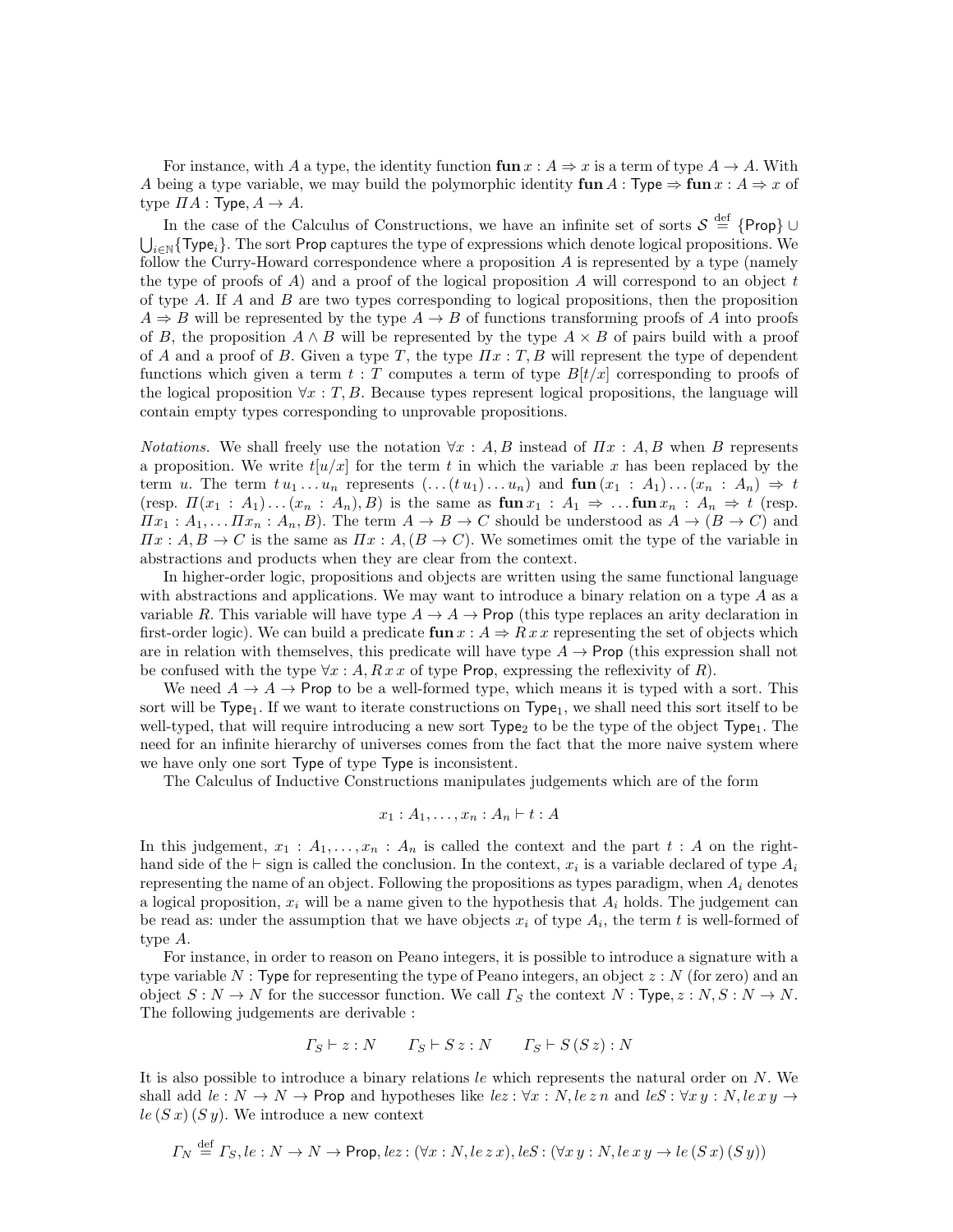For instance, with $A$ a type, the identity function $\mathbf{fun}\, x : A \Rightarrow x$ is a term of type $A \to A$. With $A$ being a type variable, we may build the polymorphic identity $\mathbf{fun}\, A : \mathsf{Type} \Rightarrow \mathbf{fun}\, x : A \Rightarrow x$ of type $\Pi A : \mathsf{Type}, A \to A$.

In the case of the Calculus of Constructions, we have an infinite set of sorts $\mathcal{S} \stackrel{\text{def}}{=} \{\mathsf{Prop}\} \cup \bigcup_{i \in \mathbb{N}} \{\mathsf{Type}_i\}$. The sort $\mathsf{Prop}$ captures the type of expressions which denote logical propositions. We follow the Curry-Howard correspondence where a proposition $A$ is represented by a type (namely the type of proofs of $A$) and a proof of the logical proposition $A$ will correspond to an object $t$ of type $A$. If $A$ and $B$ are two types corresponding to logical propositions, then the proposition $A \Rightarrow B$ will be represented by the type $A \to B$ of functions transforming proofs of $A$ into proofs of $B$, the proposition $A \wedge B$ will be represented by the type $A \times B$ of pairs build with a proof of $A$ and a proof of $B$. Given a type $T$, the type $\Pi x : T, B$ will represent the type of dependent functions which given a term $t : T$ computes a term of type $B[t/x]$ corresponding to proofs of the logical proposition $\forall x : T, B$. Because types represent logical propositions, the language will contain empty types corresponding to unprovable propositions.

*Notations.* We shall freely use the notation $\forall x : A, B$ instead of $\Pi x : A, B$ when $B$ represents a proposition. We write $t[u/x]$ for the term $t$ in which the variable $x$ has been replaced by the term $u$. The term $t\, u_1 \ldots u_n$ represents $(\ldots(t\, u_1) \ldots u_n)$ and $\mathbf{fun}\, (x_1 : A_1) \ldots (x_n : A_n) \Rightarrow t$ (resp. $\Pi(x_1 : A_1) \ldots (x_n : A_n), B$) is the same as $\mathbf{fun}\, x_1 : A_1 \Rightarrow \ldots \mathbf{fun}\, x_n : A_n \Rightarrow t$ (resp. $\Pi x_1 : A_1, \ldots \Pi x_n : A_n, B$). The term $A \to B \to C$ should be understood as $A \to (B \to C)$ and $\Pi x : A, B \to C$ is the same as $\Pi x : A, (B \to C)$. We sometimes omit the type of the variable in abstractions and products when they are clear from the context.

In higher-order logic, propositions and objects are written using the same functional language with abstractions and applications. We may want to introduce a binary relation on a type $A$ as a variable $R$. This variable will have type $A \to A \to \mathsf{Prop}$ (this type replaces an arity declaration in first-order logic). We can build a predicate $\mathbf{fun}\, x : A \Rightarrow R\, x\, x$ representing the set of objects which are in relation with themselves, this predicate will have type $A \to \mathsf{Prop}$ (this expression shall not be confused with the type $\forall x : A, R\, x\, x$ of type $\mathsf{Prop}$, expressing the reflexivity of $R$).

We need $A \to A \to \mathsf{Prop}$ to be a well-formed type, which means it is typed with a sort. This sort will be $\mathsf{Type}_1$. If we want to iterate constructions on $\mathsf{Type}_1$, we shall need this sort itself to be well-typed, that will require introducing a new sort $\mathsf{Type}_2$ to be the type of the object $\mathsf{Type}_1$. The need for an infinite hierarchy of universes comes from the fact that the more naive system where we have only one sort $\mathsf{Type}$ of type $\mathsf{Type}$ is inconsistent.

The Calculus of Inductive Constructions manipulates judgements which are of the form

$$x_1 : A_1, \ldots, x_n : A_n \vdash t : A$$

In this judgement, $x_1 : A_1, \ldots, x_n : A_n$ is called the context and the part $t : A$ on the right-hand side of the $\vdash$ sign is called the conclusion. In the context, $x_i$ is a variable declared of type $A_i$ representing the name of an object. Following the propositions as types paradigm, when $A_i$ denotes a logical proposition, $x_i$ will be a name given to the hypothesis that $A_i$ holds. The judgement can be read as: under the assumption that we have objects $x_i$ of type $A_i$, the term $t$ is well-formed of type $A$.

For instance, in order to reason on Peano integers, it is possible to introduce a signature with a type variable $N : \mathsf{Type}$ for representing the type of Peano integers, an object $z : N$ (for zero) and an object $S : N \to N$ for the successor function. We call $\Gamma_S$ the context $N : \mathsf{Type}, z : N, S : N \to N$. The following judgements are derivable :

$$\Gamma_S \vdash z : N \qquad \Gamma_S \vdash S\, z : N \qquad \Gamma_S \vdash S\, (S\, z) : N$$

It is also possible to introduce a binary relations $le$ which represents the natural order on $N$. We shall add $le : N \to N \to \mathsf{Prop}$ and hypotheses like $lez : \forall x : N, le\, z\, n$ and $leS : \forall x\, y : N, le\, x\, y \to le\, (S\, x)\, (S\, y)$. We introduce a new context

$$\Gamma_N \stackrel{\text{def}}{=} \Gamma_S, le : N \to N \to \mathsf{Prop}, lez : (\forall x : N, le\, z\, x), leS : (\forall x\, y : N, le\, x\, y \to le\, (S\, x)\, (S\, y))$$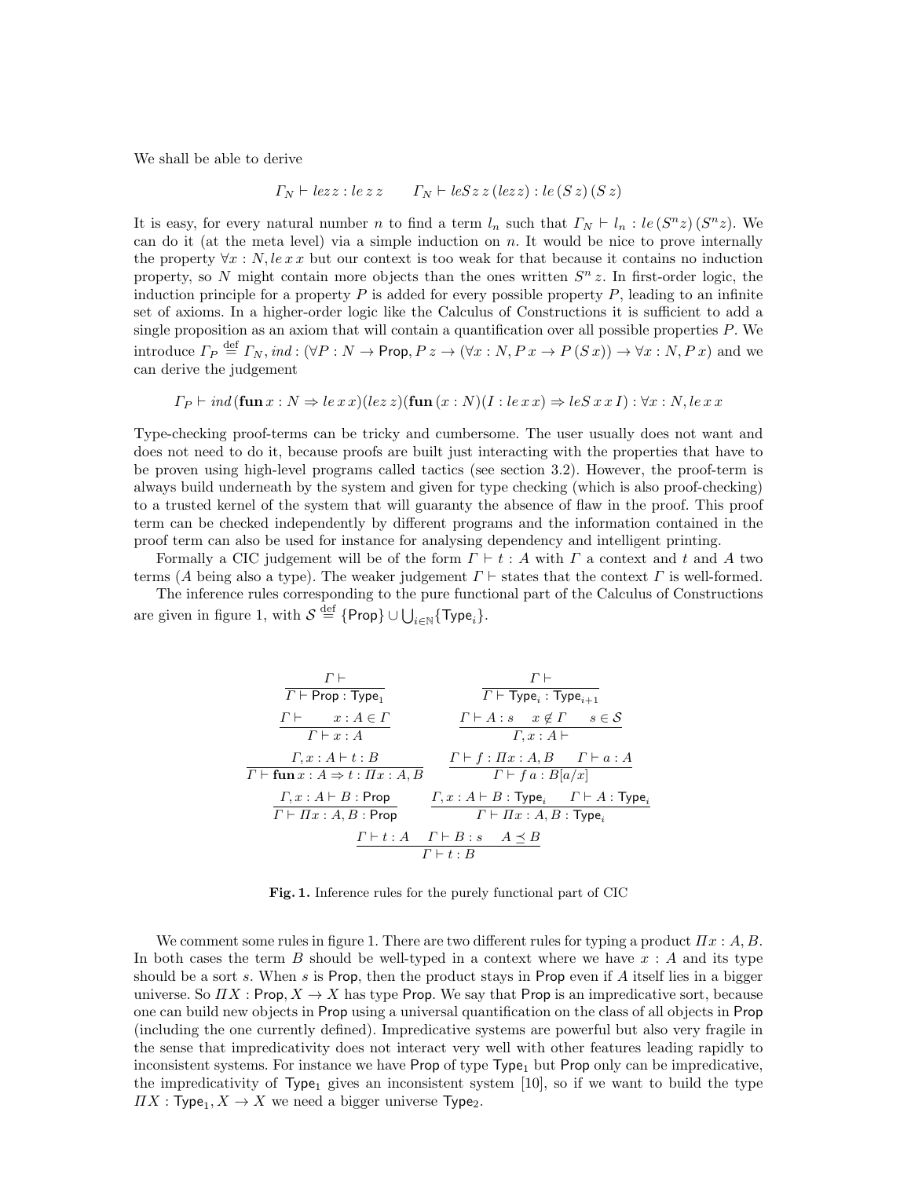We shall be able to derive

$$\Gamma_N \vdash lezz : le\,z\,z \qquad \Gamma_N \vdash leS\,z\,z\,(lezz) : le\,(S\,z)\,(S\,z)$$

It is easy, for every natural number $n$ to find a term $l_n$ such that $\Gamma_N \vdash l_n : le\,(S^n z)\,(S^n z)$. We can do it (at the meta level) via a simple induction on $n$. It would be nice to prove internally the property $\forall x : N, le\,x\,x$ but our context is too weak for that because it contains no induction property, so $N$ might contain more objects than the ones written $S^n\,z$. In first-order logic, the induction principle for a property $P$ is added for every possible property $P$, leading to an infinite set of axioms. In a higher-order logic like the Calculus of Constructions it is sufficient to add a single proposition as an axiom that will contain a quantification over all possible properties $P$. We introduce $\Gamma_P \stackrel{\text{def}}{=} \Gamma_N, ind : (\forall P : N \to \mathsf{Prop}, P\,z \to (\forall x : N, P\,x \to P\,(S\,x)) \to \forall x : N, P\,x)$ and we can derive the judgement

$$\Gamma_P \vdash ind\,(\mathbf{fun}\,x : N \Rightarrow le\,x\,x)(lez\,z)(\mathbf{fun}\,(x : N)(I : le\,x\,x) \Rightarrow leS\,x\,x\,I) : \forall x : N, le\,x\,x$$

Type-checking proof-terms can be tricky and cumbersome. The user usually does not want and does not need to do it, because proofs are built just interacting with the properties that have to be proven using high-level programs called tactics (see section 3.2). However, the proof-term is always build underneath by the system and given for type checking (which is also proof-checking) to a trusted kernel of the system that will guaranty the absence of flaw in the proof. This proof term can be checked independently by different programs and the information contained in the proof term can also be used for instance for analysing dependency and intelligent printing.

Formally a CIC judgement will be of the form $\Gamma \vdash t : A$ with $\Gamma$ a context and $t$ and $A$ two terms ($A$ being also a type). The weaker judgement $\Gamma \vdash$ states that the context $\Gamma$ is well-formed.

The inference rules corresponding to the pure functional part of the Calculus of Constructions are given in figure 1, with $\mathcal{S} \stackrel{\text{def}}{=} \{\mathsf{Prop}\} \cup \bigcup_{i \in \mathbb{N}} \{\mathsf{Type}_i\}$.

$$\frac{\Gamma \vdash}{\Gamma \vdash \mathsf{Prop} : \mathsf{Type}_1} \qquad \frac{\Gamma \vdash}{\Gamma \vdash \mathsf{Type}_i : \mathsf{Type}_{i+1}}$$

$$\frac{\Gamma \vdash \qquad x : A \in \Gamma}{\Gamma \vdash x : A} \qquad \frac{\Gamma \vdash A : s \quad x \notin \Gamma \quad s \in \mathcal{S}}{\Gamma, x : A \vdash}$$

$$\frac{\Gamma, x : A \vdash t : B}{\Gamma \vdash \mathbf{fun}\,x : A \Rightarrow t : \Pi x : A, B} \qquad \frac{\Gamma \vdash f : \Pi x : A, B \qquad \Gamma \vdash a : A}{\Gamma \vdash f\,a : B[a/x]}$$

$$\frac{\Gamma, x : A \vdash B : \mathsf{Prop}}{\Gamma \vdash \Pi x : A, B : \mathsf{Prop}} \qquad \frac{\Gamma, x : A \vdash B : \mathsf{Type}_i \qquad \Gamma \vdash A : \mathsf{Type}_i}{\Gamma \vdash \Pi x : A, B : \mathsf{Type}_i}$$

$$\frac{\Gamma \vdash t : A \quad \Gamma \vdash B : s \quad A \preceq B}{\Gamma \vdash t : B}$$

**Fig. 1.** Inference rules for the purely functional part of CIC

We comment some rules in figure 1. There are two different rules for typing a product $\Pi x : A, B$. In both cases the term $B$ should be well-typed in a context where we have $x : A$ and its type should be a sort $s$. When $s$ is $\mathsf{Prop}$, then the product stays in $\mathsf{Prop}$ even if $A$ itself lies in a bigger universe. So $\Pi X : \mathsf{Prop}, X \to X$ has type $\mathsf{Prop}$. We say that $\mathsf{Prop}$ is an impredicative sort, because one can build new objects in $\mathsf{Prop}$ using a universal quantification on the class of all objects in $\mathsf{Prop}$ (including the one currently defined). Impredicative systems are powerful but also very fragile in the sense that impredicativity does not interact very well with other features leading rapidly to inconsistent systems. For instance we have $\mathsf{Prop}$ of type $\mathsf{Type}_1$ but $\mathsf{Prop}$ only can be impredicative, the impredicativity of $\mathsf{Type}_1$ gives an inconsistent system [10], so if we want to build the type $\Pi X : \mathsf{Type}_1, X \to X$ we need a bigger universe $\mathsf{Type}_2$.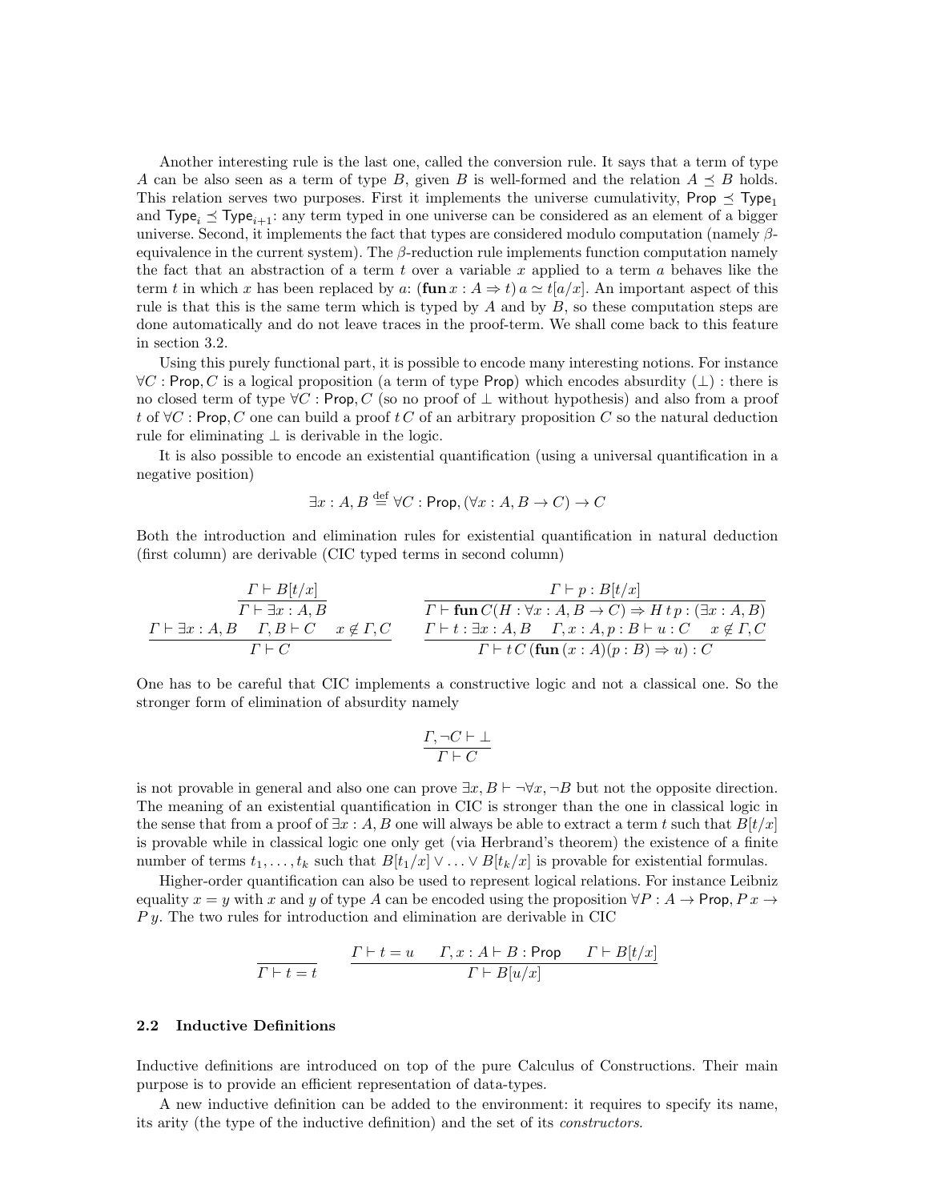Another interesting rule is the last one, called the conversion rule. It says that a term of type $A$ can be also seen as a term of type $B$, given $B$ is well-formed and the relation $A \preceq B$ holds. This relation serves two purposes. First it implements the universe cumulativity, $\mathsf{Prop} \preceq \mathsf{Type}_1$ and $\mathsf{Type}_i \preceq \mathsf{Type}_{i+1}$: any term typed in one universe can be considered as an element of a bigger universe. Second, it implements the fact that types are considered modulo computation (namely $\beta$-equivalence in the current system). The $\beta$-reduction rule implements function computation namely the fact that an abstraction of a term $t$ over a variable $x$ applied to a term $a$ behaves like the term $t$ in which $x$ has been replaced by $a$: $(\mathbf{fun}\, x : A \Rightarrow t)\, a \simeq t[a/x]$. An important aspect of this rule is that this is the same term which is typed by $A$ and by $B$, so these computation steps are done automatically and do not leave traces in the proof-term. We shall come back to this feature in section 3.2.

Using this purely functional part, it is possible to encode many interesting notions. For instance $\forall C : \mathsf{Prop}, C$ is a logical proposition (a term of type $\mathsf{Prop}$) which encodes absurdity ($\bot$) : there is no closed term of type $\forall C : \mathsf{Prop}, C$ (so no proof of $\bot$ without hypothesis) and also from a proof $t$ of $\forall C : \mathsf{Prop}, C$ one can build a proof $t\, C$ of an arbitrary proposition $C$ so the natural deduction rule for eliminating $\bot$ is derivable in the logic.

It is also possible to encode an existential quantification (using a universal quantification in a negative position)

$$\exists x : A, B \stackrel{\text{def}}{=} \forall C : \mathsf{Prop}, (\forall x : A, B \to C) \to C$$

Both the introduction and elimination rules for existential quantification in natural deduction (first column) are derivable (CIC typed terms in second column)

$$\frac{\Gamma \vdash B[t/x]}{\Gamma \vdash \exists x : A, B} \qquad \frac{\Gamma \vdash p : B[t/x]}{\Gamma \vdash \mathbf{fun}\, C (H : \forall x : A, B \to C) \Rightarrow H\, t\, p : (\exists x : A, B)}$$

$$\frac{\Gamma \vdash \exists x : A, B \quad \Gamma, B \vdash C \quad x \notin \Gamma, C}{\Gamma \vdash C} \qquad \frac{\Gamma \vdash t : \exists x : A, B \quad \Gamma, x : A, p : B \vdash u : C \quad x \notin \Gamma, C}{\Gamma \vdash t\, C\, (\mathbf{fun}\, (x : A)(p : B) \Rightarrow u) : C}$$

One has to be careful that CIC implements a constructive logic and not a classical one. So the stronger form of elimination of absurdity namely

$$\frac{\Gamma, \neg C \vdash \bot}{\Gamma \vdash C}$$

is not provable in general and also one can prove $\exists x, B \vdash \neg\forall x, \neg B$ but not the opposite direction. The meaning of an existential quantification in CIC is stronger than the one in classical logic in the sense that from a proof of $\exists x : A, B$ one will always be able to extract a term $t$ such that $B[t/x]$ is provable while in classical logic one only get (via Herbrand's theorem) the existence of a finite number of terms $t_1, \ldots, t_k$ such that $B[t_1/x] \vee \ldots \vee B[t_k/x]$ is provable for existential formulas.

Higher-order quantification can also be used to represent logical relations. For instance Leibniz equality $x = y$ with $x$ and $y$ of type $A$ can be encoded using the proposition $\forall P : A \to \mathsf{Prop}, P\, x \to P\, y$. The two rules for introduction and elimination are derivable in CIC

$$\frac{}{\Gamma \vdash t = t} \qquad \frac{\Gamma \vdash t = u \quad \Gamma, x : A \vdash B : \mathsf{Prop} \quad \Gamma \vdash B[t/x]}{\Gamma \vdash B[u/x]}$$

### 2.2 Inductive Definitions

Inductive definitions are introduced on top of the pure Calculus of Constructions. Their main purpose is to provide an efficient representation of data-types.

A new inductive definition can be added to the environment: it requires to specify its name, its arity (the type of the inductive definition) and the set of its *constructors*.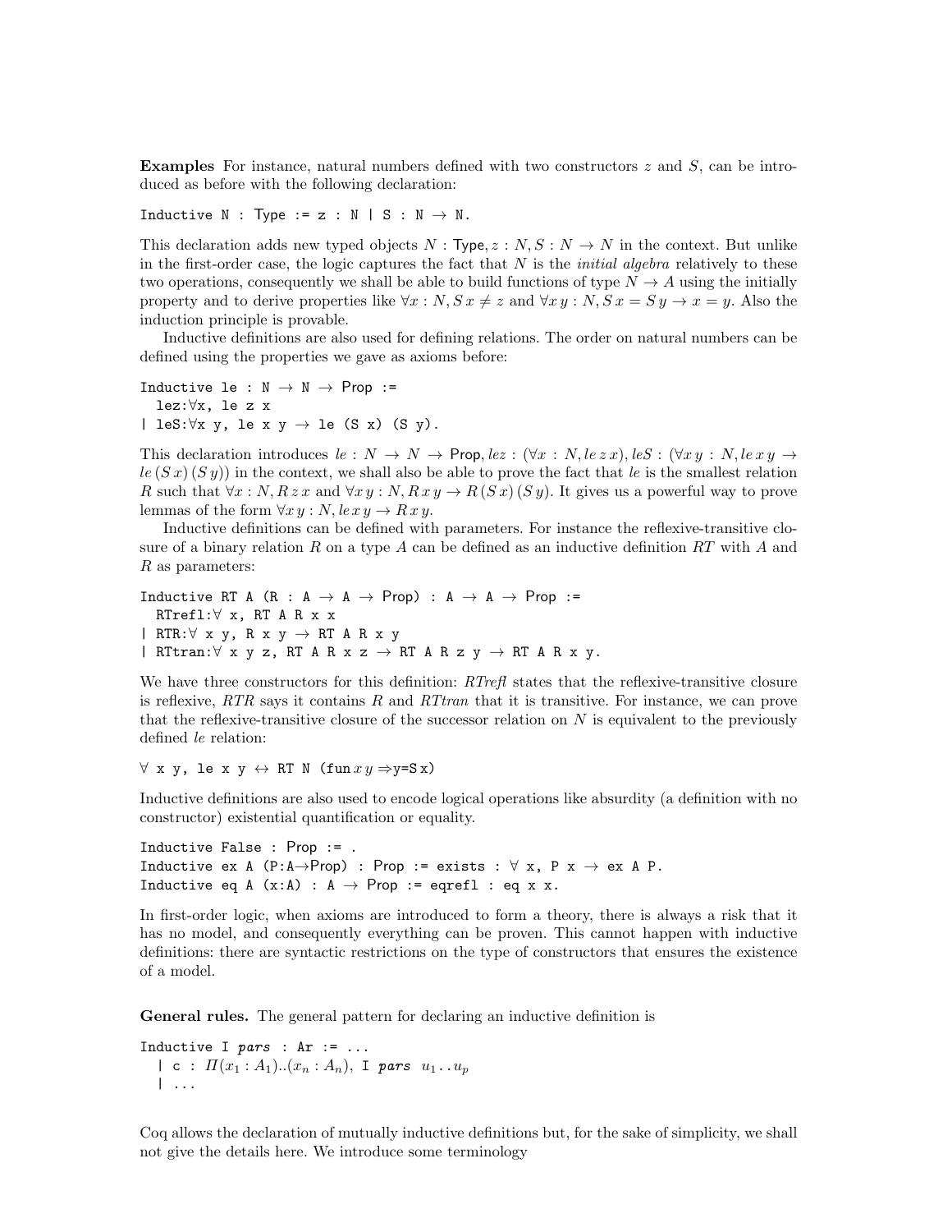**Examples** For instance, natural numbers defined with two constructors $z$ and $S$, can be introduced as before with the following declaration:

```
Inductive N : Type := z : N | S : N → N.
```

This declaration adds new typed objects $N : \mathsf{Type}, z : N, S : N \to N$ in the context. But unlike in the first-order case, the logic captures the fact that $N$ is the *initial algebra* relatively to these two operations, consequently we shall be able to build functions of type $N \to A$ using the initially property and to derive properties like $\forall x : N, S\,x \neq z$ and $\forall x\,y : N, S\,x = S\,y \to x = y$. Also the induction principle is provable.

Inductive definitions are also used for defining relations. The order on natural numbers can be defined using the properties we gave as axioms before:

```
Inductive le : N → N → Prop :=
  lez:∀x, le z x
| leS:∀x y, le x y → le (S x) (S y).
```

This declaration introduces $le : N \to N \to \mathsf{Prop}, lez : (\forall x : N, le\,z\,x), leS : (\forall x\,y : N, le\,x\,y \to le\,(S\,x)\,(S\,y))$ in the context, we shall also be able to prove the fact that $le$ is the smallest relation $R$ such that $\forall x : N, R\,z\,x$ and $\forall x\,y : N, R\,x\,y \to R\,(S\,x)\,(S\,y)$. It gives us a powerful way to prove lemmas of the form $\forall x\,y : N, le\,x\,y \to R\,x\,y$.

Inductive definitions can be defined with parameters. For instance the reflexive-transitive closure of a binary relation $R$ on a type $A$ can be defined as an inductive definition $RT$ with $A$ and $R$ as parameters:

```
Inductive RT A (R : A → A → Prop) : A → A → Prop :=
  RTrefl:∀ x, RT A R x x
| RTR:∀ x y, R x y → RT A R x y
| RTtran:∀ x y z, RT A R x z → RT A R z y → RT A R x y.
```

We have three constructors for this definition: *RTrefl* states that the reflexive-transitive closure is reflexive, *RTR* says it contains $R$ and *RTtran* that it is transitive. For instance, we can prove that the reflexive-transitive closure of the successor relation on $N$ is equivalent to the previously defined $le$ relation:

```
∀ x y, le x y ↔ RT N (fun x y ⇒y=S x)
```

Inductive definitions are also used to encode logical operations like absurdity (a definition with no constructor) existential quantification or equality.

```
Inductive False : Prop := .
Inductive ex A (P:A→Prop) : Prop := exists : ∀ x, P x → ex A P.
Inductive eq A (x:A) : A → Prop := eqrefl : eq x x.
```

In first-order logic, when axioms are introduced to form a theory, there is always a risk that it has no model, and consequently everything can be proven. This cannot happen with inductive definitions: there are syntactic restrictions on the type of constructors that ensures the existence of a model.

**General rules.** The general pattern for declaring an inductive definition is

```
Inductive I pars : Ar := ...
  | c : Π(x1 : A1)..(xn : An), I pars u1..up
  | ...
```

Coq allows the declaration of mutually inductive definitions but, for the sake of simplicity, we shall not give the details here. We introduce some terminology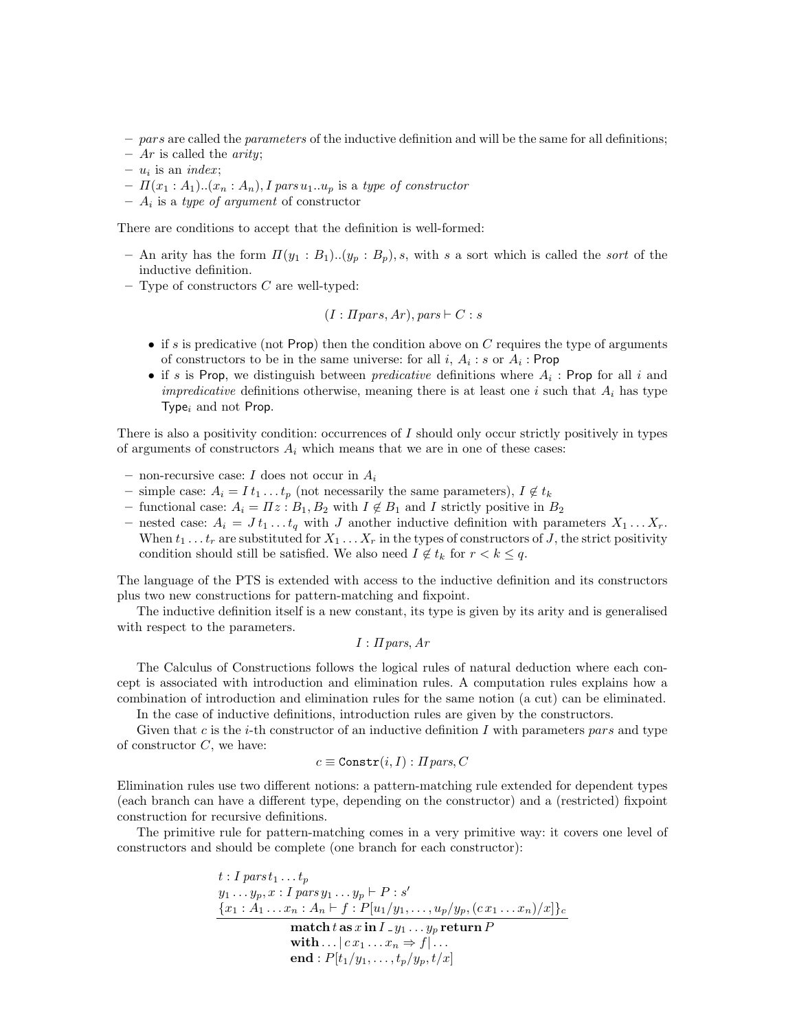- *pars* are called the *parameters* of the inductive definition and will be the same for all definitions;
- $Ar$ is called the *arity*;
- $u_i$ is an *index*;
- $\Pi(x_1 : A_1)..(x_n : A_n), I\, pars\, u_1..u_p$ is a *type of constructor*
- $A_i$ is a *type of argument* of constructor

There are conditions to accept that the definition is well-formed:

- An arity has the form $\Pi(y_1 : B_1)..(y_p : B_p), s$, with $s$ a sort which is called the *sort* of the inductive definition.
- Type of constructors $C$ are well-typed:

$$(I : \Pi pars, Ar), pars \vdash C : s$$

  - if $s$ is predicative (not $\mathsf{Prop}$) then the condition above on $C$ requires the type of arguments of constructors to be in the same universe: for all $i$, $A_i : s$ or $A_i : \mathsf{Prop}$
  - if $s$ is $\mathsf{Prop}$, we distinguish between *predicative* definitions where $A_i : \mathsf{Prop}$ for all $i$ and *impredicative* definitions otherwise, meaning there is at least one $i$ such that $A_i$ has type $\mathsf{Type}_i$ and not $\mathsf{Prop}$.

There is also a positivity condition: occurrences of $I$ should only occur strictly positively in types of arguments of constructors $A_i$ which means that we are in one of these cases:

- non-recursive case: $I$ does not occur in $A_i$
- simple case: $A_i = I\, t_1 \ldots t_p$ (not necessarily the same parameters), $I \notin t_k$
- functional case: $A_i = \Pi z : B_1, B_2$ with $I \notin B_1$ and $I$ strictly positive in $B_2$
- nested case: $A_i = J\, t_1 \ldots t_q$ with $J$ another inductive definition with parameters $X_1 \ldots X_r$. When $t_1 \ldots t_r$ are substituted for $X_1 \ldots X_r$ in the types of constructors of $J$, the strict positivity condition should still be satisfied. We also need $I \notin t_k$ for $r < k \leq q$.

The language of the PTS is extended with access to the inductive definition and its constructors plus two new constructions for pattern-matching and fixpoint.

The inductive definition itself is a new constant, its type is given by its arity and is generalised with respect to the parameters.

$$I : \Pi pars, Ar$$

The Calculus of Constructions follows the logical rules of natural deduction where each concept is associated with introduction and elimination rules. A computation rules explains how a combination of introduction and elimination rules for the same notion (a cut) can be eliminated.

In the case of inductive definitions, introduction rules are given by the constructors.

Given that $c$ is the $i$-th constructor of an inductive definition $I$ with parameters $pars$ and type of constructor $C$, we have:

$$c \equiv \mathtt{Constr}(i, I) : \Pi pars, C$$

Elimination rules use two different notions: a pattern-matching rule extended for dependent types (each branch can have a different type, depending on the constructor) and a (restricted) fixpoint construction for recursive definitions.

The primitive rule for pattern-matching comes in a very primitive way: it covers one level of constructors and should be complete (one branch for each constructor):

$$\frac{\begin{array}{l} t : I\, pars\, t_1 \ldots t_p \\ y_1 \ldots y_p, x : I\, pars\, y_1 \ldots y_p \vdash P : s' \\ \{x_1 : A_1 \ldots x_n : A_n \vdash f : P[u_1/y_1, \ldots, u_p/y_p, (c\, x_1 \ldots x_n)/x]\}_c \end{array}}{\begin{array}{l} \mathbf{match}\, t\, \mathbf{as}\, x\, \mathbf{in}\, I\, \_\, y_1 \ldots y_p\, \mathbf{return}\, P \\ \mathbf{with} \ldots |\, c\, x_1 \ldots x_n \Rightarrow f | \ldots \\ \mathbf{end} : P[t_1/y_1, \ldots, t_p/y_p, t/x] \end{array}}$$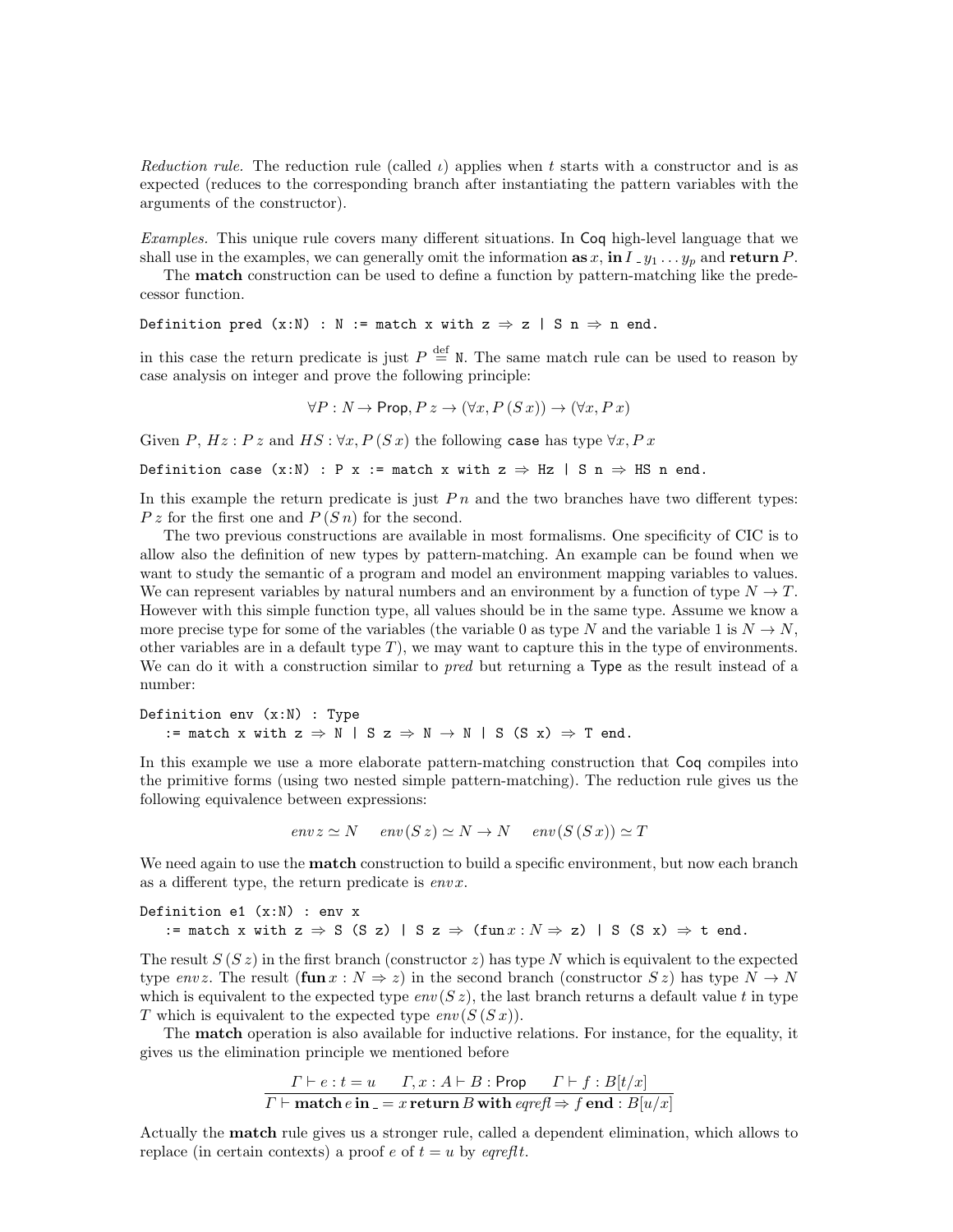*Reduction rule.* The reduction rule (called $\iota$) applies when $t$ starts with a constructor and is as expected (reduces to the corresponding branch after instantiating the pattern variables with the arguments of the constructor).

*Examples.* This unique rule covers many different situations. In Coq high-level language that we shall use in the examples, we can generally omit the information **as** $x$, **in** $I$ _ $y_1 \ldots y_p$ and **return** $P$.

The **match** construction can be used to define a function by pattern-matching like the predecessor function.

```
Definition pred (x:N) : N := match x with z ⇒ z | S n ⇒ n end.
```

in this case the return predicate is just $P \stackrel{\text{def}}{=} \mathtt{N}$. The same match rule can be used to reason by case analysis on integer and prove the following principle:

$$\forall P : N \rightarrow \mathsf{Prop}, P\, z \rightarrow (\forall x, P\,(S\,x)) \rightarrow (\forall x, P\,x)$$

Given $P$, $Hz : P\,z$ and $HS : \forall x, P\,(S\,x)$ the following `case` has type $\forall x, P\,x$

```
Definition case (x:N) : P x := match x with z ⇒ Hz | S n ⇒ HS n end.
```

In this example the return predicate is just $P\,n$ and the two branches have two different types: $P\,z$ for the first one and $P\,(S\,n)$ for the second.

The two previous constructions are available in most formalisms. One specificity of CIC is to allow also the definition of new types by pattern-matching. An example can be found when we want to study the semantic of a program and model an environment mapping variables to values. We can represent variables by natural numbers and an environment by a function of type $N \rightarrow T$. However with this simple function type, all values should be in the same type. Assume we know a more precise type for some of the variables (the variable 0 as type $N$ and the variable 1 is $N \rightarrow N$, other variables are in a default type $T$), we may want to capture this in the type of environments. We can do it with a construction similar to *pred* but returning a Type as the result instead of a number:

```
Definition env (x:N) : Type
   := match x with z ⇒ N | S z ⇒ N → N | S (S x) ⇒ T end.
```

In this example we use a more elaborate pattern-matching construction that Coq compiles into the primitive forms (using two nested simple pattern-matching). The reduction rule gives us the following equivalence between expressions:

$$env\,z \simeq N \qquad env\,(S\,z) \simeq N \rightarrow N \qquad env\,(S\,(S\,x)) \simeq T$$

We need again to use the **match** construction to build a specific environment, but now each branch as a different type, the return predicate is $env\,x$.

```
Definition e1 (x:N) : env x
   := match x with z ⇒ S (S z) | S z ⇒ (fun x : N ⇒ z) | S (S x) ⇒ t end.
```

The result $S\,(S\,z)$ in the first branch (constructor $z$) has type $N$ which is equivalent to the expected type $env\,z$. The result $(\mathbf{fun}\, x : N \Rightarrow z)$ in the second branch (constructor $S\,z$) has type $N \rightarrow N$ which is equivalent to the expected type $env\,(S\,z)$, the last branch returns a default value $t$ in type $T$ which is equivalent to the expected type $env\,(S\,(S\,x))$.

The **match** operation is also available for inductive relations. For instance, for the equality, it gives us the elimination principle we mentioned before

$$\frac{\Gamma \vdash e : t = u \qquad \Gamma, x : A \vdash B : \mathsf{Prop} \qquad \Gamma \vdash f : B[t/x]}{\Gamma \vdash \mathbf{match}\, e\, \mathbf{in}\, \_ = x\, \mathbf{return}\, B\, \mathbf{with}\, \mathit{eqrefl} \Rightarrow f\, \mathbf{end} : B[u/x]}$$

Actually the **match** rule gives us a stronger rule, called a dependent elimination, which allows to replace (in certain contexts) a proof $e$ of $t = u$ by $\mathit{eqrefl}\,t$.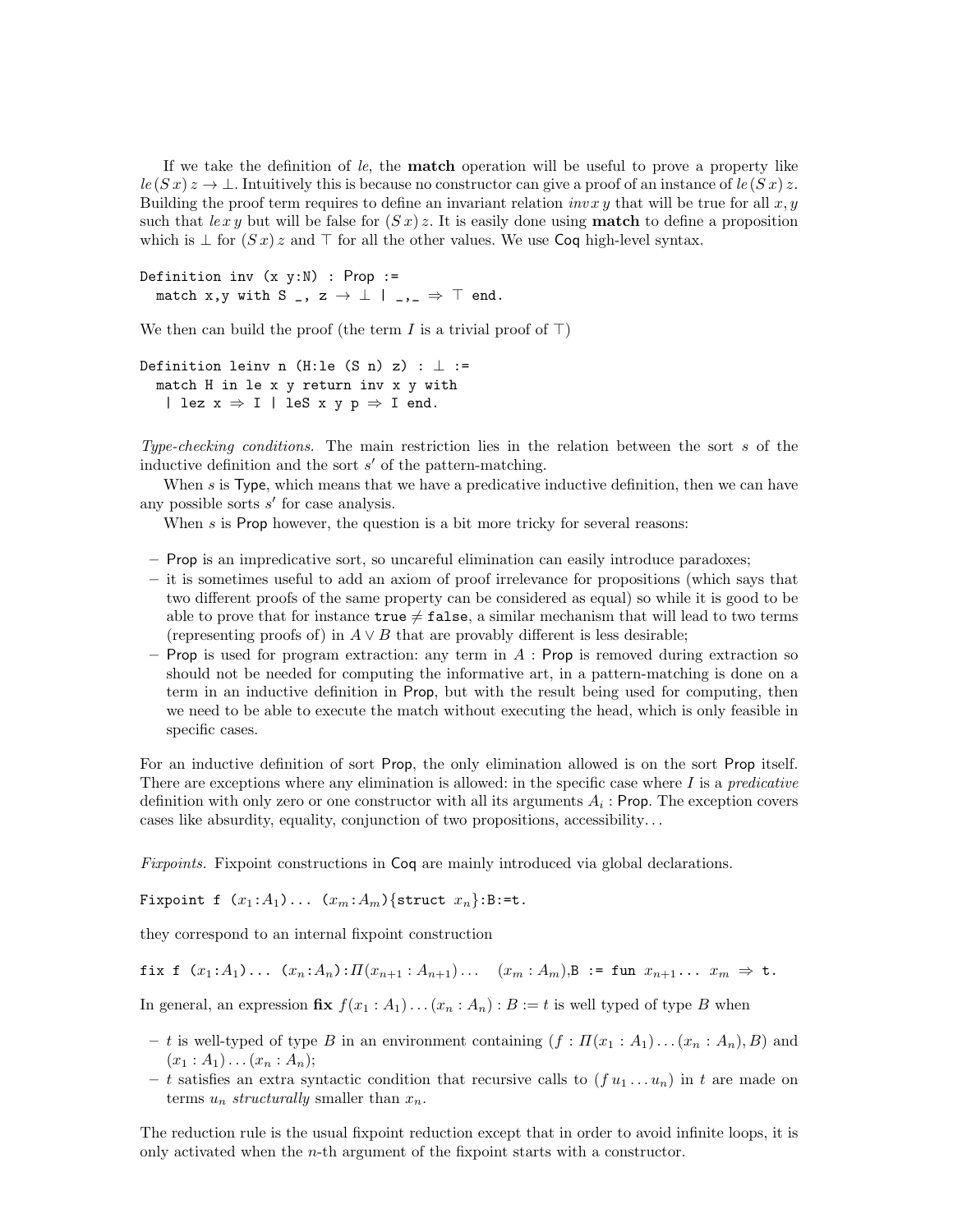If we take the definition of *le*, the **match** operation will be useful to prove a property like $le\,(S\,x)\,z \to \bot$. Intuitively this is because no constructor can give a proof of an instance of $le\,(S\,x)\,z$. Building the proof term requires to define an invariant relation $inv\,x\,y$ that will be true for all $x, y$ such that $le\,x\,y$ but will be false for $(S\,x)\,z$. It is easily done using **match** to define a proposition which is $\bot$ for $(S\,x)\,z$ and $\top$ for all the other values. We use Coq high-level syntax.

```
Definition inv (x y:N) : Prop :=
  match x,y with S _, z → ⊥ | _,_ ⇒ ⊤ end.
```

We then can build the proof (the term $I$ is a trivial proof of $\top$)

```
Definition leinv n (H:le (S n) z) : ⊥ :=
  match H in le x y return inv x y with
   | lez x ⇒ I | leS x y p ⇒ I end.
```

*Type-checking conditions.* The main restriction lies in the relation between the sort $s$ of the inductive definition and the sort $s'$ of the pattern-matching.

When $s$ is Type, which means that we have a predicative inductive definition, then we can have any possible sorts $s'$ for case analysis.

When $s$ is Prop however, the question is a bit more tricky for several reasons:

- Prop is an impredicative sort, so uncareful elimination can easily introduce paradoxes;
- it is sometimes useful to add an axiom of proof irrelevance for propositions (which says that two different proofs of the same property can be considered as equal) so while it is good to be able to prove that for instance `true` $\neq$ `false`, a similar mechanism that will lead to two terms (representing proofs of) in $A \vee B$ that are provably different is less desirable;
- Prop is used for program extraction: any term in $A$ : Prop is removed during extraction so should not be needed for computing the informative art, in a pattern-matching is done on a term in an inductive definition in Prop, but with the result being used for computing, then we need to be able to execute the match without executing the head, which is only feasible in specific cases.

For an inductive definition of sort Prop, the only elimination allowed is on the sort Prop itself. There are exceptions where any elimination is allowed: in the specific case where $I$ is a *predicative* definition with only zero or one constructor with all its arguments $A_i$ : Prop. The exception covers cases like absurdity, equality, conjunction of two propositions, accessibility...

*Fixpoints.* Fixpoint constructions in Coq are mainly introduced via global declarations.

```
Fixpoint f (x1:A1)... (xm:Am){struct xn}:B:=t.
```

they correspond to an internal fixpoint construction

```
fix f (x1:A1)... (xn:An):Π(xn+1 : An+1)...  (xm : Am),B := fun xn+1... xm ⇒ t.
```

In general, an expression **fix** $f(x_1 : A_1) \ldots (x_n : A_n) : B := t$ is well typed of type $B$ when

- $t$ is well-typed of type $B$ in an environment containing $(f : \Pi(x_1 : A_1) \ldots (x_n : A_n), B)$ and $(x_1 : A_1) \ldots (x_n : A_n)$;
- $t$ satisfies an extra syntactic condition that recursive calls to $(f\,u_1 \ldots u_n)$ in $t$ are made on terms $u_n$ *structurally* smaller than $x_n$.

The reduction rule is the usual fixpoint reduction except that in order to avoid infinite loops, it is only activated when the $n$-th argument of the fixpoint starts with a constructor.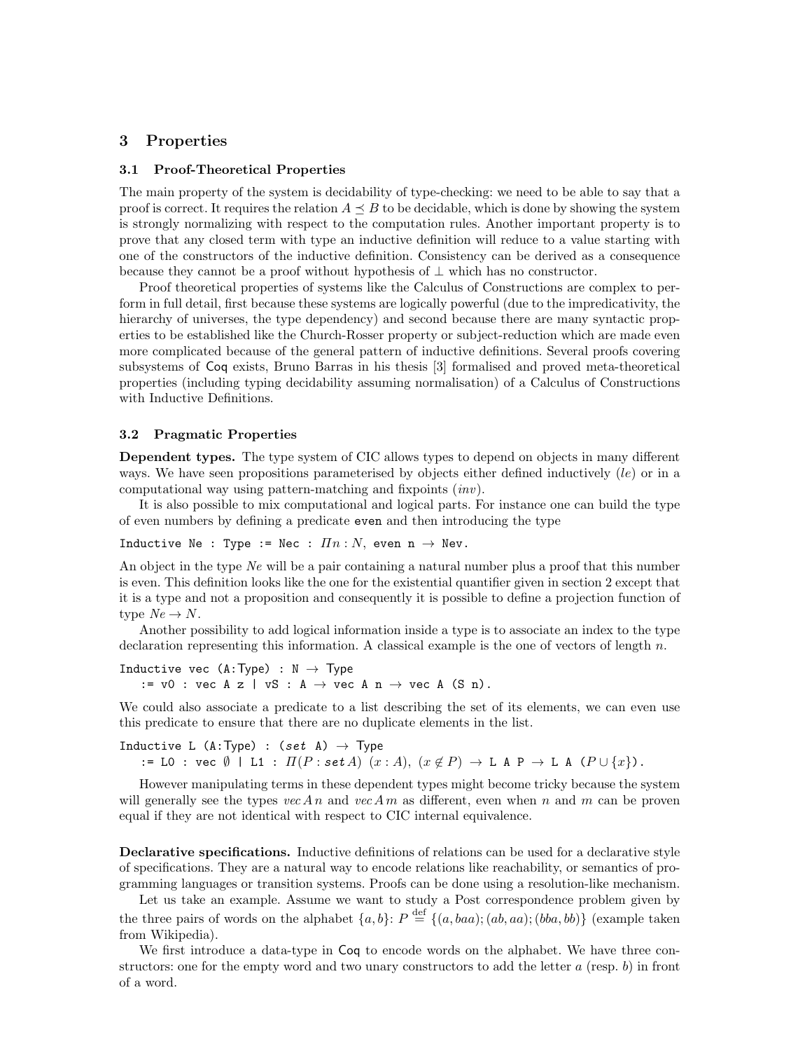## 3 Properties

### 3.1 Proof-Theoretical Properties

The main property of the system is decidability of type-checking: we need to be able to say that a proof is correct. It requires the relation $A \preceq B$ to be decidable, which is done by showing the system is strongly normalizing with respect to the computation rules. Another important property is to prove that any closed term with type an inductive definition will reduce to a value starting with one of the constructors of the inductive definition. Consistency can be derived as a consequence because they cannot be a proof without hypothesis of $\bot$ which has no constructor.

Proof theoretical properties of systems like the Calculus of Constructions are complex to perform in full detail, first because these systems are logically powerful (due to the impredicativity, the hierarchy of universes, the type dependency) and second because there are many syntactic properties to be established like the Church-Rosser property or subject-reduction which are made even more complicated because of the general pattern of inductive definitions. Several proofs covering subsystems of Coq exists, Bruno Barras in his thesis [3] formalised and proved meta-theoretical properties (including typing decidability assuming normalisation) of a Calculus of Constructions with Inductive Definitions.

### 3.2 Pragmatic Properties

**Dependent types.** The type system of CIC allows types to depend on objects in many different ways. We have seen propositions parameterised by objects either defined inductively (*le*) or in a computational way using pattern-matching and fixpoints (*inv*).

It is also possible to mix computational and logical parts. For instance one can build the type of even numbers by defining a predicate `even` and then introducing the type

```
Inductive Ne : Type := Nec : Πn : N, even n → Nev.
```

An object in the type *Ne* will be a pair containing a natural number plus a proof that this number is even. This definition looks like the one for the existential quantifier given in section 2 except that it is a type and not a proposition and consequently it is possible to define a projection function of type $Ne \rightarrow N$.

Another possibility to add logical information inside a type is to associate an index to the type declaration representing this information. A classical example is the one of vectors of length $n$.

```
Inductive vec (A:Type) : N → Type
   := v0 : vec A z | vS : A → vec A n → vec A (S n).
```

We could also associate a predicate to a list describing the set of its elements, we can even use this predicate to ensure that there are no duplicate elements in the list.

```
Inductive L (A:Type) : (set A) → Type
   := L0 : vec ∅ | L1 : Π(P : set A) (x : A), (x ∉ P) → L A P → L A (P ∪ {x}).
```

However manipulating terms in these dependent types might become tricky because the system will generally see the types $vec\,A\,n$ and $vec\,A\,m$ as different, even when $n$ and $m$ can be proven equal if they are not identical with respect to CIC internal equivalence.

**Declarative specifications.** Inductive definitions of relations can be used for a declarative style of specifications. They are a natural way to encode relations like reachability, or semantics of programming languages or transition systems. Proofs can be done using a resolution-like mechanism.

Let us take an example. Assume we want to study a Post correspondence problem given by the three pairs of words on the alphabet $\{a, b\}$: $P \stackrel{\text{def}}{=} \{(a, baa); (ab, aa); (bba, bb)\}$ (example taken from Wikipedia).

We first introduce a data-type in Coq to encode words on the alphabet. We have three constructors: one for the empty word and two unary constructors to add the letter $a$ (resp. $b$) in front of a word.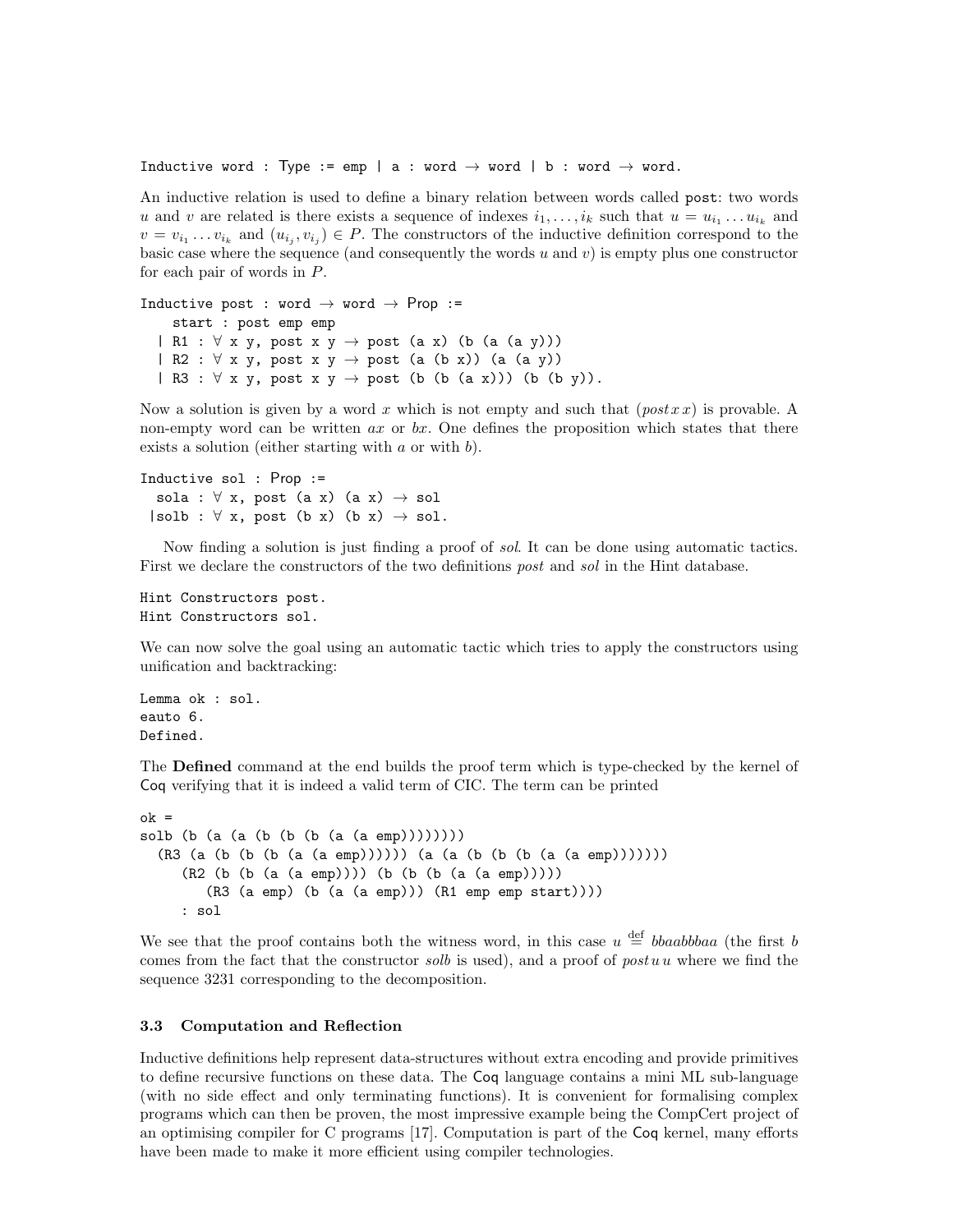```
Inductive word : Type := emp | a : word → word | b : word → word.
```

An inductive relation is used to define a binary relation between words called `post`: two words $u$ and $v$ are related is there exists a sequence of indexes $i_1, \ldots, i_k$ such that $u = u_{i_1} \ldots u_{i_k}$ and $v = v_{i_1} \ldots v_{i_k}$ and $(u_{i_j}, v_{i_j}) \in P$. The constructors of the inductive definition correspond to the basic case where the sequence (and consequently the words $u$ and $v$) is empty plus one constructor for each pair of words in $P$.

```
Inductive post : word → word → Prop :=
    start : post emp emp
  | R1 : ∀ x y, post x y → post (a x) (b (a (a y)))
  | R2 : ∀ x y, post x y → post (a (b x)) (a (a y))
  | R3 : ∀ x y, post x y → post (b (b (a x))) (b (b y)).
```

Now a solution is given by a word $x$ which is not empty and such that $(post\, x\, x)$ is provable. A non-empty word can be written $ax$ or $bx$. One defines the proposition which states that there exists a solution (either starting with $a$ or with $b$).

```
Inductive sol : Prop :=
  sola : ∀ x, post (a x) (a x) → sol
 |solb : ∀ x, post (b x) (b x) → sol.
```

Now finding a solution is just finding a proof of *sol*. It can be done using automatic tactics. First we declare the constructors of the two definitions *post* and *sol* in the Hint database.

```
Hint Constructors post.
Hint Constructors sol.
```

We can now solve the goal using an automatic tactic which tries to apply the constructors using unification and backtracking:

```
Lemma ok : sol.
eauto 6.
Defined.
```

The **Defined** command at the end builds the proof term which is type-checked by the kernel of Coq verifying that it is indeed a valid term of CIC. The term can be printed

```
ok =
solb (b (a (a (b (b (b (a (a emp))))))))
  (R3 (a (b (b (b (a (a emp)))))) (a (a (b (b (b (a (a emp)))))))
     (R2 (b (b (a (a emp)))) (b (b (b (a (a emp)))))
        (R3 (a emp) (b (a (a emp))) (R1 emp emp start))))
     : sol
```

We see that the proof contains both the witness word, in this case $u \stackrel{\text{def}}{=} bbaabbbaa$ (the first $b$ comes from the fact that the constructor *solb* is used), and a proof of $post\, u\, u$ where we find the sequence 3231 corresponding to the decomposition.

### 3.3 Computation and Reflection

Inductive definitions help represent data-structures without extra encoding and provide primitives to define recursive functions on these data. The Coq language contains a mini ML sub-language (with no side effect and only terminating functions). It is convenient for formalising complex programs which can then be proven, the most impressive example being the CompCert project of an optimising compiler for C programs [17]. Computation is part of the Coq kernel, many efforts have been made to make it more efficient using compiler technologies.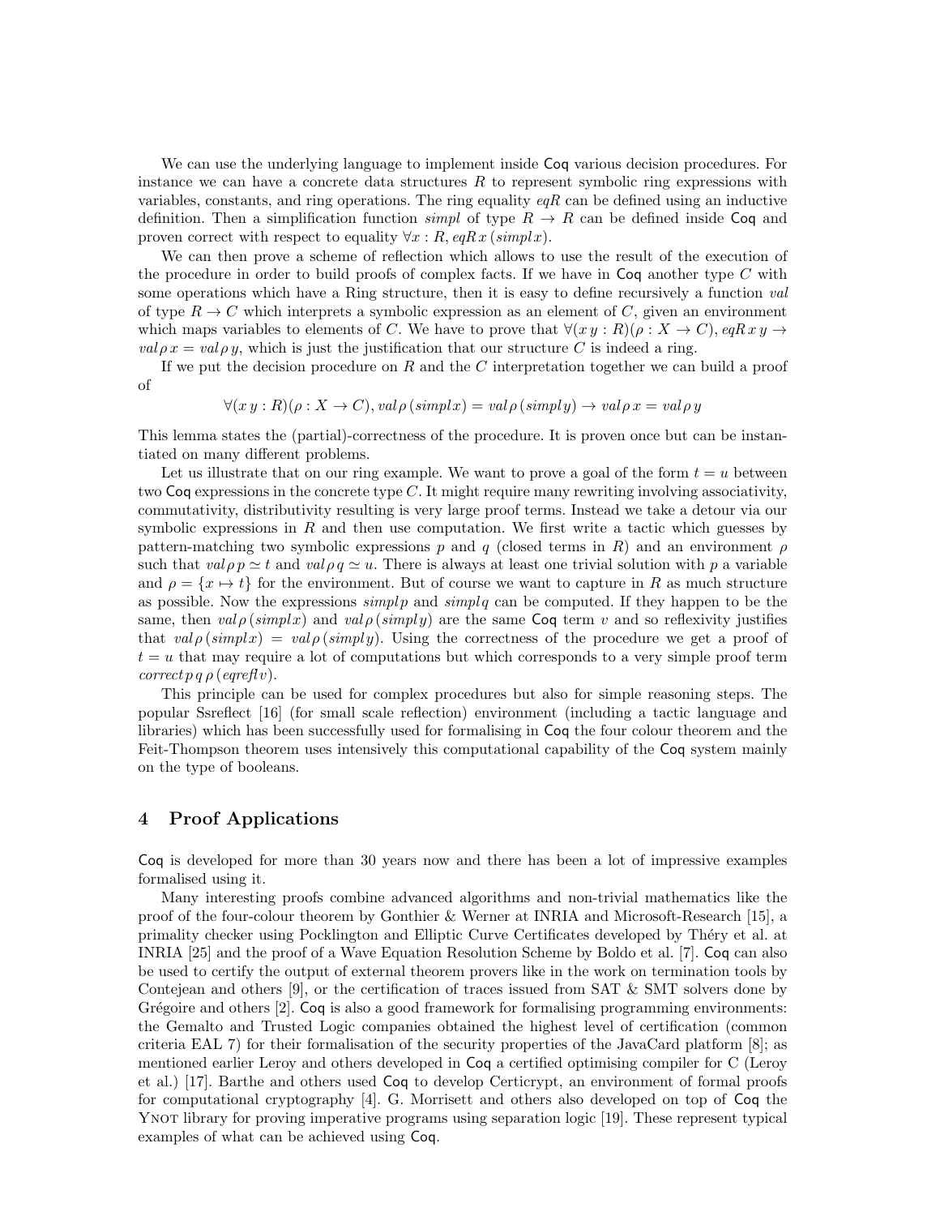We can use the underlying language to implement inside Coq various decision procedures. For instance we can have a concrete data structures $R$ to represent symbolic ring expressions with variables, constants, and ring operations. The ring equality $eqR$ can be defined using an inductive definition. Then a simplification function $simpl$ of type $R \to R$ can be defined inside Coq and proven correct with respect to equality $\forall x : R, eqR\, x\, (simpl\, x)$.

We can then prove a scheme of reflection which allows to use the result of the execution of the procedure in order to build proofs of complex facts. If we have in Coq another type $C$ with some operations which have a Ring structure, then it is easy to define recursively a function $val$ of type $R \to C$ which interprets a symbolic expression as an element of $C$, given an environment which maps variables to elements of $C$. We have to prove that $\forall (x\, y : R)(\rho : X \to C), eqR\, x\, y \to val\, \rho\, x = val\, \rho\, y$, which is just the justification that our structure $C$ is indeed a ring.

If we put the decision procedure on $R$ and the $C$ interpretation together we can build a proof of

$$\forall (x\, y : R)(\rho : X \to C), val\, \rho\, (simpl\, x) = val\, \rho\, (simpl\, y) \to val\, \rho\, x = val\, \rho\, y$$

This lemma states the (partial)-correctness of the procedure. It is proven once but can be instantiated on many different problems.

Let us illustrate that on our ring example. We want to prove a goal of the form $t = u$ between two Coq expressions in the concrete type $C$. It might require many rewriting involving associativity, commutativity, distributivity resulting is very large proof terms. Instead we take a detour via our symbolic expressions in $R$ and then use computation. We first write a tactic which guesses by pattern-matching two symbolic expressions $p$ and $q$ (closed terms in $R$) and an environment $\rho$ such that $val\, \rho\, p \simeq t$ and $val\, \rho\, q \simeq u$. There is always at least one trivial solution with $p$ a variable and $\rho = \{x \mapsto t\}$ for the environment. But of course we want to capture in $R$ as much structure as possible. Now the expressions $simpl\, p$ and $simpl\, q$ can be computed. If they happen to be the same, then $val\, \rho\, (simpl\, x)$ and $val\, \rho\, (simpl\, y)$ are the same Coq term $v$ and so reflexivity justifies that $val\, \rho\, (simpl\, x) = val\, \rho\, (simpl\, y)$. Using the correctness of the procedure we get a proof of $t = u$ that may require a lot of computations but which corresponds to a very simple proof term $correct\, p\, q\, \rho\, (eqrefl\, v)$.

This principle can be used for complex procedures but also for simple reasoning steps. The popular Ssreflect [16] (for small scale reflection) environment (including a tactic language and libraries) which has been successfully used for formalising in Coq the four colour theorem and the Feit-Thompson theorem uses intensively this computational capability of the Coq system mainly on the type of booleans.

## 4 Proof Applications

Coq is developed for more than 30 years now and there has been a lot of impressive examples formalised using it.

Many interesting proofs combine advanced algorithms and non-trivial mathematics like the proof of the four-colour theorem by Gonthier & Werner at INRIA and Microsoft-Research [15], a primality checker using Pocklington and Elliptic Curve Certificates developed by Théry et al. at INRIA [25] and the proof of a Wave Equation Resolution Scheme by Boldo et al. [7]. Coq can also be used to certify the output of external theorem provers like in the work on termination tools by Contejean and others [9], or the certification of traces issued from SAT & SMT solvers done by Grégoire and others [2]. Coq is also a good framework for formalising programming environments: the Gemalto and Trusted Logic companies obtained the highest level of certification (common criteria EAL 7) for their formalisation of the security properties of the JavaCard platform [8]; as mentioned earlier Leroy and others developed in Coq a certified optimising compiler for C (Leroy et al.) [17]. Barthe and others used Coq to develop Certicrypt, an environment of formal proofs for computational cryptography [4]. G. Morrisett and others also developed on top of Coq the Ynot library for proving imperative programs using separation logic [19]. These represent typical examples of what can be achieved using Coq.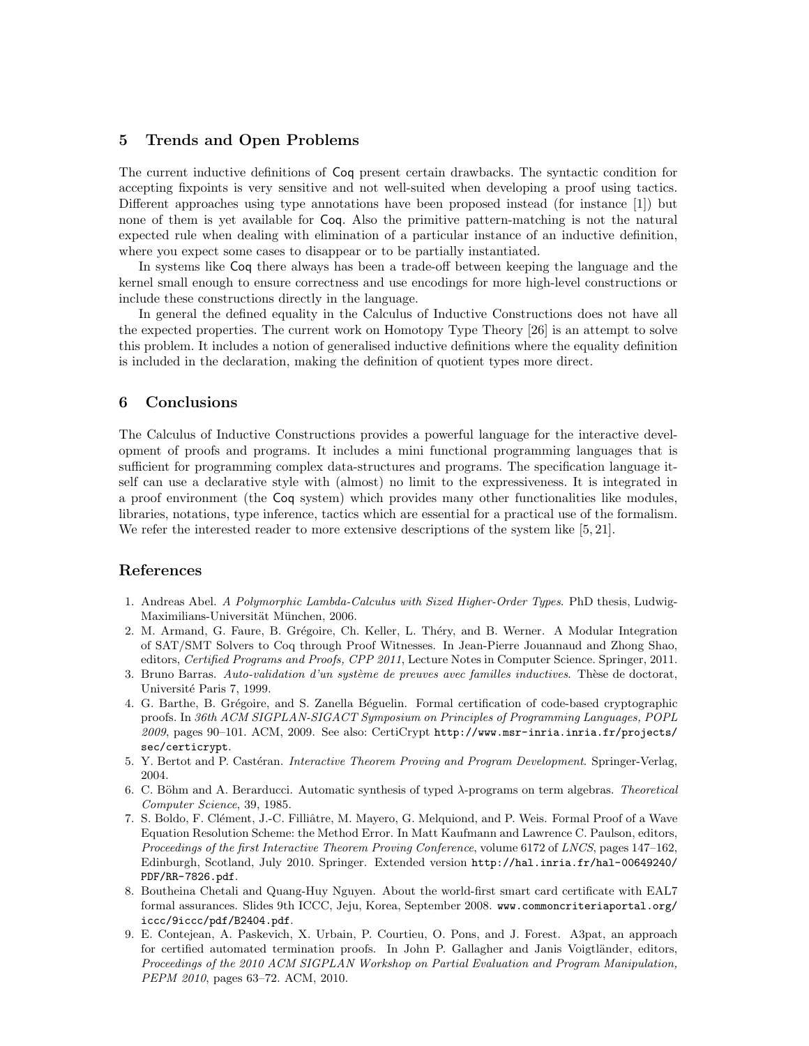## 5 Trends and Open Problems

The current inductive definitions of Coq present certain drawbacks. The syntactic condition for accepting fixpoints is very sensitive and not well-suited when developing a proof using tactics. Different approaches using type annotations have been proposed instead (for instance [1]) but none of them is yet available for Coq. Also the primitive pattern-matching is not the natural expected rule when dealing with elimination of a particular instance of an inductive definition, where you expect some cases to disappear or to be partially instantiated.

In systems like Coq there always has been a trade-off between keeping the language and the kernel small enough to ensure correctness and use encodings for more high-level constructions or include these constructions directly in the language.

In general the defined equality in the Calculus of Inductive Constructions does not have all the expected properties. The current work on Homotopy Type Theory [26] is an attempt to solve this problem. It includes a notion of generalised inductive definitions where the equality definition is included in the declaration, making the definition of quotient types more direct.

## 6 Conclusions

The Calculus of Inductive Constructions provides a powerful language for the interactive development of proofs and programs. It includes a mini functional programming languages that is sufficient for programming complex data-structures and programs. The specification language itself can use a declarative style with (almost) no limit to the expressiveness. It is integrated in a proof environment (the Coq system) which provides many other functionalities like modules, libraries, notations, type inference, tactics which are essential for a practical use of the formalism. We refer the interested reader to more extensive descriptions of the system like [5, 21].

## References

1. Andreas Abel. *A Polymorphic Lambda-Calculus with Sized Higher-Order Types*. PhD thesis, Ludwig-Maximilians-Universität München, 2006.
2. M. Armand, G. Faure, B. Grégoire, Ch. Keller, L. Théry, and B. Werner. A Modular Integration of SAT/SMT Solvers to Coq through Proof Witnesses. In Jean-Pierre Jouannaud and Zhong Shao, editors, *Certified Programs and Proofs, CPP 2011*, Lecture Notes in Computer Science. Springer, 2011.
3. Bruno Barras. *Auto-validation d'un système de preuves avec familles inductives*. Thèse de doctorat, Université Paris 7, 1999.
4. G. Barthe, B. Grégoire, and S. Zanella Béguelin. Formal certification of code-based cryptographic proofs. In *36th ACM SIGPLAN-SIGACT Symposium on Principles of Programming Languages, POPL 2009*, pages 90–101. ACM, 2009. See also: CertiCrypt `http://www.msr-inria.inria.fr/projects/sec/certicrypt`.
5. Y. Bertot and P. Castéran. *Interactive Theorem Proving and Program Development*. Springer-Verlag, 2004.
6. C. Böhm and A. Berarducci. Automatic synthesis of typed λ-programs on term algebras. *Theoretical Computer Science*, 39, 1985.
7. S. Boldo, F. Clément, J.-C. Filliâtre, M. Mayero, G. Melquiond, and P. Weis. Formal Proof of a Wave Equation Resolution Scheme: the Method Error. In Matt Kaufmann and Lawrence C. Paulson, editors, *Proceedings of the first Interactive Theorem Proving Conference*, volume 6172 of *LNCS*, pages 147–162, Edinburgh, Scotland, July 2010. Springer. Extended version `http://hal.inria.fr/hal-00649240/PDF/RR-7826.pdf`.
8. Boutheina Chetali and Quang-Huy Nguyen. About the world-first smart card certificate with EAL7 formal assurances. Slides 9th ICCC, Jeju, Korea, September 2008. `www.commoncriteriaportal.org/iccc/9iccc/pdf/B2404.pdf`.
9. E. Contejean, A. Paskevich, X. Urbain, P. Courtieu, O. Pons, and J. Forest. A3pat, an approach for certified automated termination proofs. In John P. Gallagher and Janis Voigtländer, editors, *Proceedings of the 2010 ACM SIGPLAN Workshop on Partial Evaluation and Program Manipulation, PEPM 2010*, pages 63–72. ACM, 2010.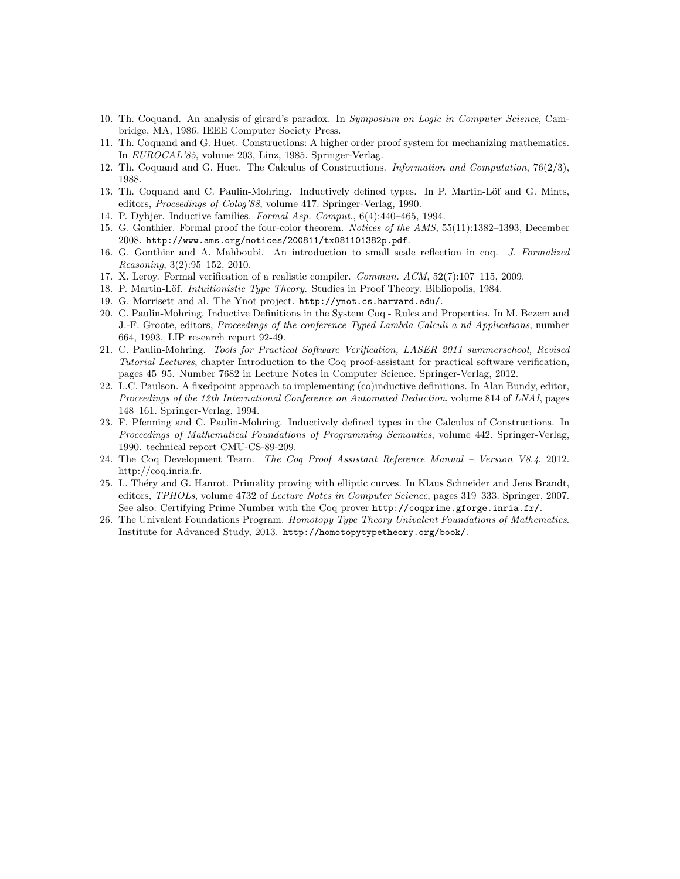10. Th. Coquand. An analysis of girard's paradox. In *Symposium on Logic in Computer Science*, Cambridge, MA, 1986. IEEE Computer Society Press.
11. Th. Coquand and G. Huet. Constructions: A higher order proof system for mechanizing mathematics. In *EUROCAL'85*, volume 203, Linz, 1985. Springer-Verlag.
12. Th. Coquand and G. Huet. The Calculus of Constructions. *Information and Computation*, 76(2/3), 1988.
13. Th. Coquand and C. Paulin-Mohring. Inductively defined types. In P. Martin-Löf and G. Mints, editors, *Proceedings of Colog'88*, volume 417. Springer-Verlag, 1990.
14. P. Dybjer. Inductive families. *Formal Asp. Comput.*, 6(4):440–465, 1994.
15. G. Gonthier. Formal proof the four-color theorem. *Notices of the AMS*, 55(11):1382–1393, December 2008. `http://www.ams.org/notices/200811/tx081101382p.pdf`.
16. G. Gonthier and A. Mahboubi. An introduction to small scale reflection in coq. *J. Formalized Reasoning*, 3(2):95–152, 2010.
17. X. Leroy. Formal verification of a realistic compiler. *Commun. ACM*, 52(7):107–115, 2009.
18. P. Martin-Löf. *Intuitionistic Type Theory*. Studies in Proof Theory. Bibliopolis, 1984.
19. G. Morrisett and al. The Ynot project. `http://ynot.cs.harvard.edu/`.
20. C. Paulin-Mohring. Inductive Definitions in the System Coq - Rules and Properties. In M. Bezem and J.-F. Groote, editors, *Proceedings of the conference Typed Lambda Calculi a nd Applications*, number 664, 1993. LIP research report 92-49.
21. C. Paulin-Mohring. *Tools for Practical Software Verification, LASER 2011 summerschool, Revised Tutorial Lectures*, chapter Introduction to the Coq proof-assistant for practical software verification, pages 45–95. Number 7682 in Lecture Notes in Computer Science. Springer-Verlag, 2012.
22. L.C. Paulson. A fixedpoint approach to implementing (co)inductive definitions. In Alan Bundy, editor, *Proceedings of the 12th International Conference on Automated Deduction*, volume 814 of *LNAI*, pages 148–161. Springer-Verlag, 1994.
23. F. Pfenning and C. Paulin-Mohring. Inductively defined types in the Calculus of Constructions. In *Proceedings of Mathematical Foundations of Programming Semantics*, volume 442. Springer-Verlag, 1990. technical report CMU-CS-89-209.
24. The Coq Development Team. *The Coq Proof Assistant Reference Manual – Version V8.4*, 2012. http://coq.inria.fr.
25. L. Théry and G. Hanrot. Primality proving with elliptic curves. In Klaus Schneider and Jens Brandt, editors, *TPHOLs*, volume 4732 of *Lecture Notes in Computer Science*, pages 319–333. Springer, 2007. See also: Certifying Prime Number with the Coq prover `http://coqprime.gforge.inria.fr/`.
26. The Univalent Foundations Program. *Homotopy Type Theory Univalent Foundations of Mathematics*. Institute for Advanced Study, 2013. `http://homotopytypetheory.org/book/`.